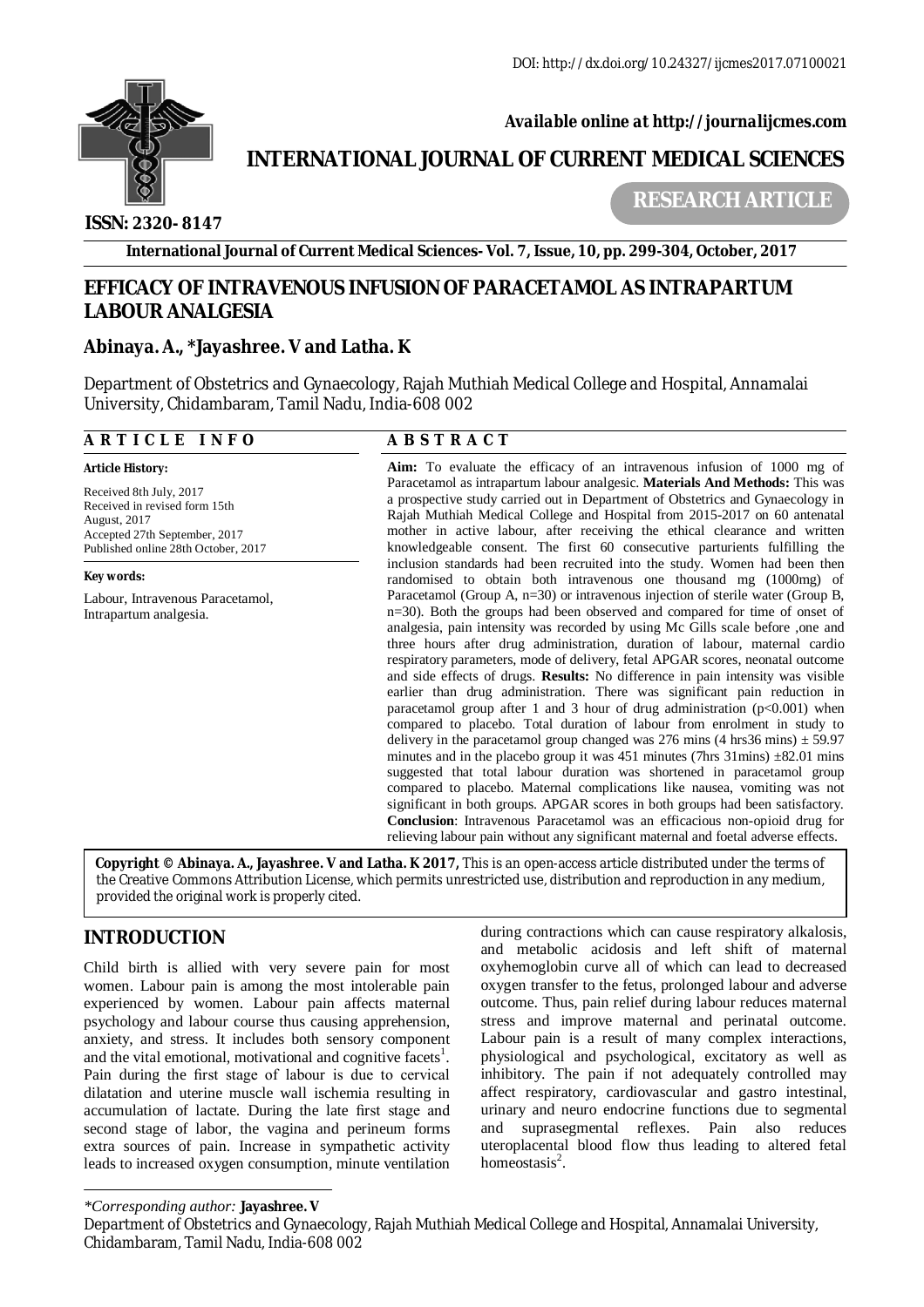DOI: http://dx.doi.org/10.24327/ijcmes2017.07100021

*Available online at http://journalijcmes.com*

# INTERNATIONAL JOURNAL OF CURRENT MEDICAL SCIENCES

**RESEARCH ARTICLE**

**ISSN: 2320- 8147**

**International Journal of Current Medical Sciences- Vol. 7, Issue, 10, pp. 299-304, October, 2017**

# EFFICACY OF INTRAVENOUS INFUSION OF PARACETAMOL AS INTRAPARTUM LABOUR ANALGESIA

## Abinaya. A., *Jayashree. V and Latha. K

Department of Obstetrics and Gynaecology, Rajah Muthiah Medical College and Hospital, Annamalai University, Chidambaram, Tamil Nadu, India-608 002

**ARTICLE INFO**

**Article History:**

Received 8th July, 2017
Received in revised form 15th August, 2017
Accepted 27th September, 2017
Published online 28th October, 2017

**Key words:**

Labour, Intravenous Paracetamol, Intrapartum analgesia.

**ABSTRACT**

**Aim:** To evaluate the efficacy of an intravenous infusion of 1000 mg of Paracetamol as intrapartum labour analgesic. **Materials And Methods:** This was a prospective study carried out in Department of Obstetrics and Gynaecology in Rajah Muthiah Medical College and Hospital from 2015-2017 on 60 antenatal mother in active labour, after receiving the ethical clearance and written knowledgeable consent. The first 60 consecutive parturients fulfilling the inclusion standards had been recruited into the study. Women had been then randomised to obtain both intravenous one thousand mg (1000mg) of Paracetamol (Group A, n=30) or intravenous injection of sterile water (Group B, n=30). Both the groups had been observed and compared for time of onset of analgesia, pain intensity was recorded by using Mc Gills scale before ,one and three hours after drug administration, duration of labour, maternal cardio respiratory parameters, mode of delivery, fetal APGAR scores, neonatal outcome and side effects of drugs. **Results:** No difference in pain intensity was visible earlier than drug administration. There was significant pain reduction in paracetamol group after 1 and 3 hour of drug administration ($p<0.001$) when compared to placebo. Total duration of labour from enrolment in study to delivery in the paracetamol group changed was 276 mins (4 hrs36 mins) ± 59.97 minutes and in the placebo group it was 451 minutes (7hrs 31mins) ±82.01 mins suggested that total labour duration was shortened in paracetamol group compared to placebo. Maternal complications like nausea, vomiting was not significant in both groups. APGAR scores in both groups had been satisfactory. **Conclusion**: Intravenous Paracetamol was an efficacious non-opioid drug for relieving labour pain without any significant maternal and foetal adverse effects.

**Copyright © Abinaya. A., Jayashree. V and Latha. K 2017,** This is an open-access article distributed under the terms of the Creative Commons Attribution License, which permits unrestricted use, distribution and reproduction in any medium, provided the original work is properly cited.

## INTRODUCTION

Child birth is allied with very severe pain for most women. Labour pain is among the most intolerable pain experienced by women. Labour pain affects maternal psychology and labour course thus causing apprehension, anxiety, and stress. It includes both sensory component and the vital emotional, motivational and cognitive facets[1]. Pain during the first stage of labour is due to cervical dilatation and uterine muscle wall ischemia resulting in accumulation of lactate. During the late first stage and second stage of labor, the vagina and perineum forms extra sources of pain. Increase in sympathetic activity leads to increased oxygen consumption, minute ventilation during contractions which can cause respiratory alkalosis, and metabolic acidosis and left shift of maternal oxyhemoglobin curve all of which can lead to decreased oxygen transfer to the fetus, prolonged labour and adverse outcome. Thus, pain relief during labour reduces maternal stress and improve maternal and perinatal outcome. Labour pain is a result of many complex interactions, physiological and psychological, excitatory as well as inhibitory. The pain if not adequately controlled may affect respiratory, cardiovascular and gastro intestinal, urinary and neuro endocrine functions due to segmental and suprasegmental reflexes. Pain also reduces uteroplacental blood flow thus leading to altered fetal homeostasis[2].

*\*Corresponding author:* **Jayashree. V**
Department of Obstetrics and Gynaecology, Rajah Muthiah Medical College and Hospital, Annamalai University, Chidambaram, Tamil Nadu, India-608 002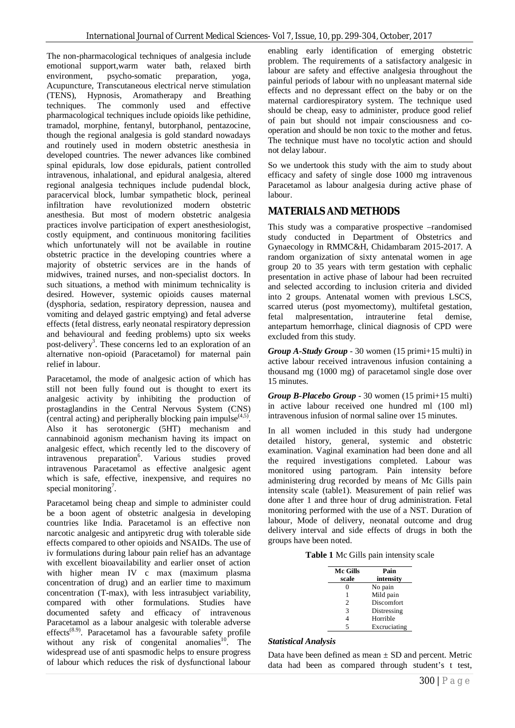The non-pharmacological techniques of analgesia include emotional support,warm water bath, relaxed birth environment, psycho-somatic preparation, yoga, Acupuncture, Transcutaneous electrical nerve stimulation (TENS), Hypnosis, Aromatherapy and Breathing techniques. The commonly used and effective pharmacological techniques include opioids like pethidine, tramadol, morphine, fentanyl, butorphanol, pentazocine, though the regional analgesia is gold standard nowadays and routinely used in modern obstetric anesthesia in developed countries. The newer advances like combined spinal epidurals, low dose epidurals, patient controlled intravenous, inhalational, and epidural analgesia, altered regional analgesia techniques include pudendal block, paracervical block, lumbar sympathetic block, perineal infiltration have revolutionized modern obstetric anesthesia. But most of modern obstetric analgesia practices involve participation of expert anesthesiologist, costly equipment, and continuous monitoring facilities which unfortunately will not be available in routine obstetric practice in the developing countries where a majority of obstetric services are in the hands of midwives, trained nurses, and non-specialist doctors. In such situations, a method with minimum technicality is desired. However, systemic opioids causes maternal (dysphoria, sedation, respiratory depression, nausea and vomiting and delayed gastric emptying) and fetal adverse effects (fetal distress, early neonatal respiratory depression and behavioural and feeding problems) upto six weeks post-delivery[3]. These concerns led to an exploration of an alternative non-opioid (Paracetamol) for maternal pain relief in labour.

Paracetamol, the mode of analgesic action of which has still not been fully found out is thought to exert its analgesic activity by inhibiting the production of prostaglandins in the Central Nervous System (CNS) (central acting) and peripherally blocking pain impulse[(4,5)]. Also it has serotonergic (5HT) mechanism and cannabinoid agonism mechanism having its impact on analgesic effect, which recently led to the discovery of intravenous preparation[6]. Various studies proved intravenous Paracetamol as effective analgesic agent which is safe, effective, inexpensive, and requires no special monitoring[7].

Paracetamol being cheap and simple to administer could be a boon agent of obstetric analgesia in developing countries like India. Paracetamol is an effective non narcotic analgesic and antipyretic drug with tolerable side effects compared to other opioids and NSAIDs. The use of iv formulations during labour pain relief has an advantage with excellent bioavailability and earlier onset of action with higher mean IV c max (maximum plasma concentration of drug) and an earlier time to maximum concentration (T-max), with less intrasubject variability, compared with other formulations. Studies have documented safety and efficacy of intravenous Paracetamol as a labour analgesic with tolerable adverse effects[(8,9)]. Paracetamol has a favourable safety profile without any risk of congenital anomalies[10]. The widespread use of anti spasmodic helps to ensure progress of labour which reduces the risk of dysfunctional labour enabling early identification of emerging obstetric problem. The requirements of a satisfactory analgesic in labour are safety and effective analgesia throughout the painful periods of labour with no unpleasant maternal side effects and no depressant effect on the baby or on the maternal cardiorespiratory system. The technique used should be cheap, easy to administer, produce good relief of pain but should not impair consciousness and co-operation and should be non toxic to the mother and fetus. The technique must have no tocolytic action and should not delay labour.

So we undertook this study with the aim to study about efficacy and safety of single dose 1000 mg intravenous Paracetamol as labour analgesia during active phase of labour.

## MATERIALS AND METHODS

This study was a comparative prospective –randomised study conducted in Department of Obstetrics and Gynaecology in RMMC&H, Chidambaram 2015-2017. A random organization of sixty antenatal women in age group 20 to 35 years with term gestation with cephalic presentation in active phase of labour had been recruited and selected according to inclusion criteria and divided into 2 groups. Antenatal women with previous LSCS, scarred uterus (post myomectomy), multifetal gestation, fetal malpresentation, intrauterine fetal demise, antepartum hemorrhage, clinical diagnosis of CPD were excluded from this study.

***Group A-Study Group*** - 30 women (15 primi+15 multi) in active labour received intravenous infusion containing a thousand mg (1000 mg) of paracetamol single dose over 15 minutes.

***Group B-Placebo Group*** - 30 women (15 primi+15 multi) in active labour received one hundred ml (100 ml) intravenous infusion of normal saline over 15 minutes.

In all women included in this study had undergone detailed history, general, systemic and obstetric examination. Vaginal examination had been done and all the required investigations completed. Labour was monitored using partogram. Pain intensity before administering drug recorded by means of Mc Gills pain intensity scale (table1). Measurement of pain relief was done after 1 and three hour of drug administration. Fetal monitoring performed with the use of a NST. Duration of labour, Mode of delivery, neonatal outcome and drug delivery interval and side effects of drugs in both the groups have been noted.

**Table 1** Mc Gills pain intensity scale

| Mc Gills scale | Pain intensity |
|---|---|
| 0 | No pain |
| 1 | Mild pain |
| 2 | Discomfort |
| 3 | Distressing |
| 4 | Horrible |
| 5 | Excruciating |

### *Statistical Analysis*

Data have been defined as mean ± SD and percent. Metric data had been as compared through student's t test,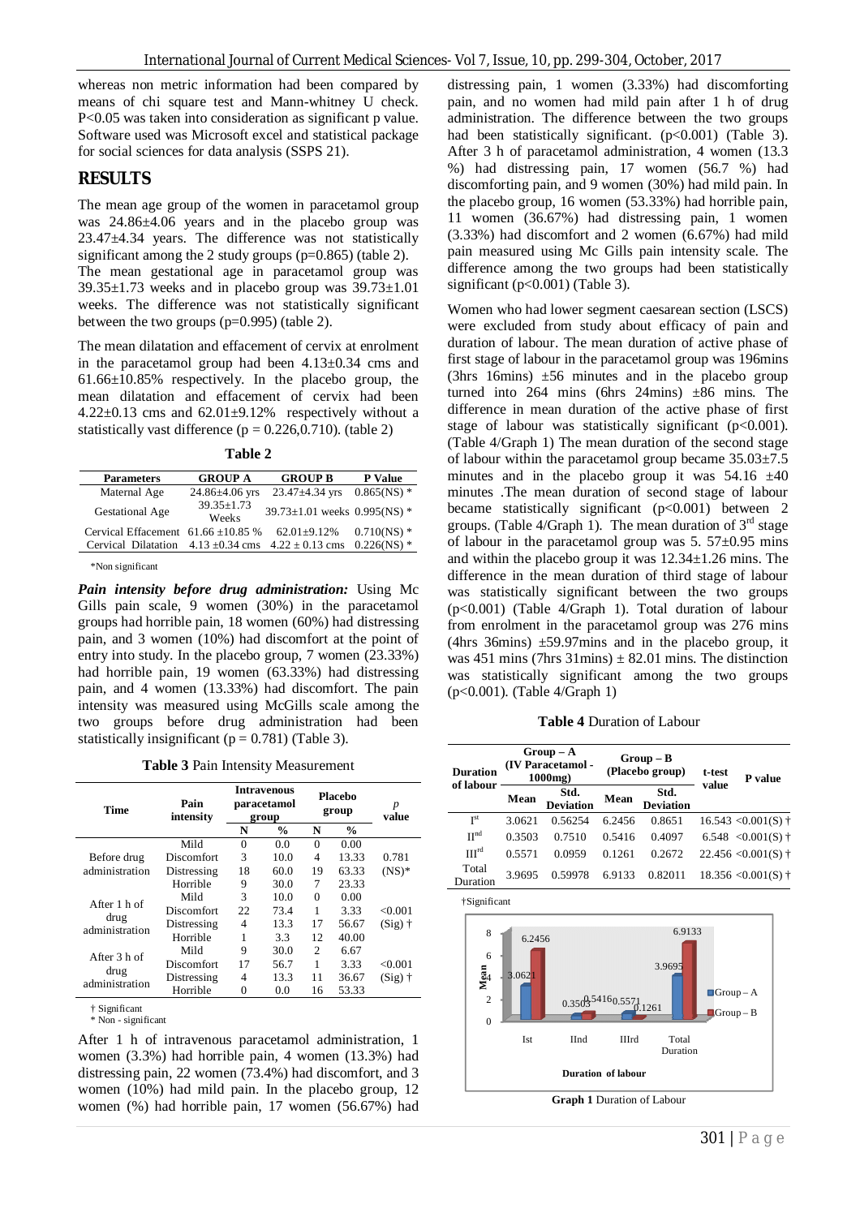whereas non metric information had been compared by means of chi square test and Mann-whitney U check. P<0.05 was taken into consideration as significant p value. Software used was Microsoft excel and statistical package for social sciences for data analysis (SSPS 21).

## RESULTS

The mean age group of the women in paracetamol group was 24.86±4.06 years and in the placebo group was 23.47±4.34 years. The difference was not statistically significant among the 2 study groups (p=0.865) (table 2). The mean gestational age in paracetamol group was 39.35±1.73 weeks and in placebo group was 39.73±1.01 weeks. The difference was not statistically significant between the two groups (p=0.995) (table 2).

The mean dilatation and effacement of cervix at enrolment in the paracetamol group had been 4.13±0.34 cms and 61.66±10.85% respectively. In the placebo group, the mean dilatation and effacement of cervix had been 4.22±0.13 cms and 62.01±9.12% respectively without a statistically vast difference (p = 0.226,0.710). (table 2)

**Table 2**

| Parameters | GROUP A | GROUP B | P Value |
|---|---|---|---|
| Maternal Age | 24.86±4.06 yrs | 23.47±4.34 yrs | 0.865(NS) * |
| Gestational Age | 39.35±1.73 Weeks | 39.73±1.01 weeks | 0.995(NS) * |
| Cervical Effacement | 61.66 ±10.85 % | 62.01±9.12% | 0.710(NS) * |
| Cervical Dilatation | 4.13 ±0.34 cms | 4.22 ± 0.13 cms | 0.226(NS) * |

*Non significant

***Pain intensity before drug administration:*** Using Mc Gills pain scale, 9 women (30%) in the paracetamol groups had horrible pain, 18 women (60%) had distressing pain, and 3 women (10%) had discomfort at the point of entry into study. In the placebo group, 7 women (23.33%) had horrible pain, 19 women (63.33%) had distressing pain, and 4 women (13.33%) had discomfort. The pain intensity was measured using McGills scale among the two groups before drug administration had been statistically insignificant (p = 0.781) (Table 3).

**Table 3** Pain Intensity Measurement

| Time | Pain intensity | Intravenous paracetamol group | | Placebo group | | *p* value |
|---|---|---|---|---|---|---|
| | | N | % | N | % | |
| Before drug administration | Mild | 0 | 0.0 | 0 | 0.00 | 0.781 (NS)* |
| | Discomfort | 3 | 10.0 | 4 | 13.33 | |
| | Distressing | 18 | 60.0 | 19 | 63.33 | |
| | Horrible | 9 | 30.0 | 7 | 23.33 | |
| After 1 h of drug administration | Mild | 3 | 10.0 | 0 | 0.00 | <0.001 (Sig) † |
| | Discomfort | 22 | 73.4 | 1 | 3.33 | |
| | Distressing | 4 | 13.3 | 17 | 56.67 | |
| | Horrible | 1 | 3.3 | 12 | 40.00 | |
| After 3 h of drug administration | Mild | 9 | 30.0 | 2 | 6.67 | <0.001 (Sig) † |
| | Discomfort | 17 | 56.7 | 1 | 3.33 | |
| | Distressing | 4 | 13.3 | 11 | 36.67 | |
| | Horrible | 0 | 0.0 | 16 | 53.33 | |

† Significant
\* Non - significant

After 1 h of intravenous paracetamol administration, 1 women (3.3%) had horrible pain, 4 women (13.3%) had distressing pain, 22 women (73.4%) had discomfort, and 3 women (10%) had mild pain. In the placebo group, 12 women (%) had horrible pain, 17 women (56.67%) had distressing pain, 1 women (3.33%) had discomforting pain, and no women had mild pain after 1 h of drug administration. The difference between the two groups had been statistically significant. (p<0.001) (Table 3). After 3 h of paracetamol administration, 4 women (13.3 %) had distressing pain, 17 women (56.7 %) had discomforting pain, and 9 women (30%) had mild pain. In the placebo group, 16 women (53.33%) had horrible pain, 11 women (36.67%) had distressing pain, 1 women (3.33%) had discomfort and 2 women (6.67%) had mild pain measured using Mc Gills pain intensity scale. The difference among the two groups had been statistically significant (p<0.001) (Table 3).

Women who had lower segment caesarean section (LSCS) were excluded from study about efficacy of pain and duration of labour. The mean duration of active phase of first stage of labour in the paracetamol group was 196mins (3hrs 16mins) ±56 minutes and in the placebo group turned into 264 mins (6hrs 24mins) ±86 mins. The difference in mean duration of the active phase of first stage of labour was statistically significant (p<0.001). (Table 4/Graph 1) The mean duration of the second stage of labour within the paracetamol group became 35.03±7.5 minutes and in the placebo group it was 54.16 ±40 minutes .The mean duration of second stage of labour became statistically significant (p<0.001) between 2 groups. (Table 4/Graph 1). The mean duration of 3rd stage of labour in the paracetamol group was 5. 57±0.95 mins and within the placebo group it was 12.34±1.26 mins. The difference in the mean duration of third stage of labour was statistically significant between the two groups (p<0.001) (Table 4/Graph 1). Total duration of labour from enrolment in the paracetamol group was 276 mins (4hrs 36mins) ±59.97mins and in the placebo group, it was 451 mins (7hrs 31mins) ± 82.01 mins. The distinction was statistically significant among the two groups (p<0.001). (Table 4/Graph 1)

**Table 4** Duration of Labour

| Duration of labour | Group – A (IV Paracetamol - 1000mg) | | Group – B (Placebo group) | | t-test value | P value |
|---|---|---|---|---|---|---|
| | Mean | Std. Deviation | Mean | Std. Deviation | | |
| Ist | 3.0621 | 0.56254 | 6.2456 | 0.8651 | 16.543 | <0.001(S) † |
| IInd | 0.3503 | 0.7510 | 0.5416 | 0.4097 | 6.548 | <0.001(S) † |
| IIIrd | 0.5571 | 0.0959 | 0.1261 | 0.2672 | 22.456 | <0.001(S) † |
| Total Duration | 3.9695 | 0.59978 | 6.9133 | 0.82011 | 18.356 | <0.001(S) † |

†Significant

**Graph 1** Duration of Labour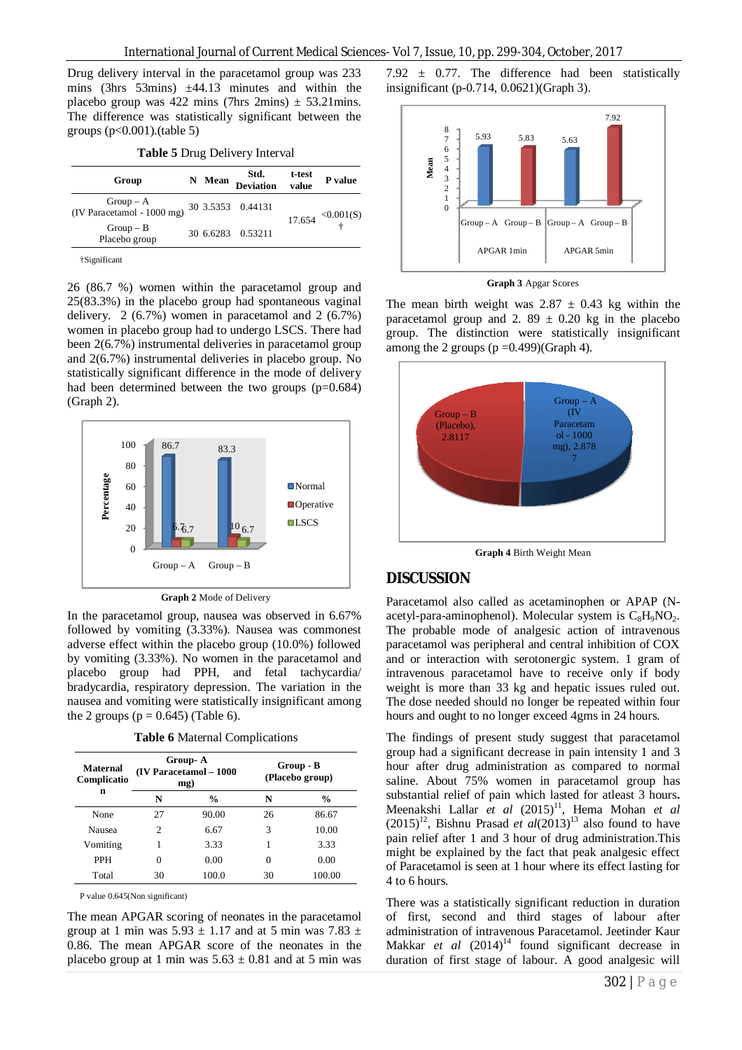Drug delivery interval in the paracetamol group was 233 mins (3hrs 53mins) ±44.13 minutes and within the placebo group was 422 mins (7hrs 2mins) ± 53.21mins. The difference was statistically significant between the groups (p<0.001).(table 5)

**Table 5** Drug Delivery Interval

| Group | N | Mean | Std. Deviation | t-test value | P value |
|---|---|---|---|---|---|
| Group – A (IV Paracetamol - 1000 mg) | 30 | 3.5353 | 0.44131 | 17.654 | <0.001(S) † |
| Group – B Placebo group | 30 | 6.6283 | 0.53211 | | |

†Significant

26 (86.7 %) women within the paracetamol group and 25(83.3%) in the placebo group had spontaneous vaginal delivery. 2 (6.7%) women in paracetamol and 2 (6.7%) women in placebo group had to undergo LSCS. There had been 2(6.7%) instrumental deliveries in paracetamol group and 2(6.7%) instrumental deliveries in placebo group. No statistically significant difference in the mode of delivery had been determined between the two groups (p=0.684) (Graph 2).

**Graph 2** Mode of Delivery

In the paracetamol group, nausea was observed in 6.67% followed by vomiting (3.33%). Nausea was commonest adverse effect within the placebo group (10.0%) followed by vomiting (3.33%). No women in the paracetamol and placebo group had PPH, and fetal tachycardia/ bradycardia, respiratory depression. The variation in the nausea and vomiting were statistically insignificant among the 2 groups (p = 0.645) (Table 6).

**Table 6** Maternal Complications

| Maternal Complication | Group- A (IV Paracetamol – 1000 mg) | | Group - B (Placebo group) | |
|---|---|---|---|---|
| | N | % | N | % |
| None | 27 | 90.00 | 26 | 86.67 |
| Nausea | 2 | 6.67 | 3 | 10.00 |
| Vomiting | 1 | 3.33 | 1 | 3.33 |
| PPH | 0 | 0.00 | 0 | 0.00 |
| Total | 30 | 100.0 | 30 | 100.00 |

P value 0.645(Non significant)

The mean APGAR scoring of neonates in the paracetamol group at 1 min was 5.93 ± 1.17 and at 5 min was 7.83 ± 0.86. The mean APGAR score of the neonates in the placebo group at 1 min was 5.63 ± 0.81 and at 5 min was 7.92 ± 0.77. The difference had been statistically insignificant (p-0.714, 0.0621)(Graph 3).

**Graph 3** Apgar Scores

The mean birth weight was 2.87 ± 0.43 kg within the paracetamol group and 2. 89 ± 0.20 kg in the placebo group. The distinction were statistically insignificant among the 2 groups (p =0.499)(Graph 4).

**Graph 4** Birth Weight Mean

## DISCUSSION

Paracetamol also called as acetaminophen or APAP (N-acetyl-para-aminophenol). Molecular system is $C_8H_9NO_2$. The probable mode of analgesic action of intravenous paracetamol was peripheral and central inhibition of COX and or interaction with serotonergic system. 1 gram of intravenous paracetamol have to receive only if body weight is more than 33 kg and hepatic issues ruled out. The dose needed should no longer be repeated within four hours and ought to no longer exceed 4gms in 24 hours.

The findings of present study suggest that paracetamol group had a significant decrease in pain intensity 1 and 3 hour after drug administration as compared to normal saline. About 75% women in paracetamol group has substantial relief of pain which lasted for atleast 3 hours**.** Meenakshi Lallar *et al* (2015)[11], Hema Mohan *et al* (2015)[12], Bishnu Prasad *et al*(2013)[13] also found to have pain relief after 1 and 3 hour of drug administration.This might be explained by the fact that peak analgesic effect of Paracetamol is seen at 1 hour where its effect lasting for 4 to 6 hours.

There was a statistically significant reduction in duration of first, second and third stages of labour after administration of intravenous Paracetamol. Jeetinder Kaur Makkar *et al* (2014)[14] found significant decrease in duration of first stage of labour. A good analgesic will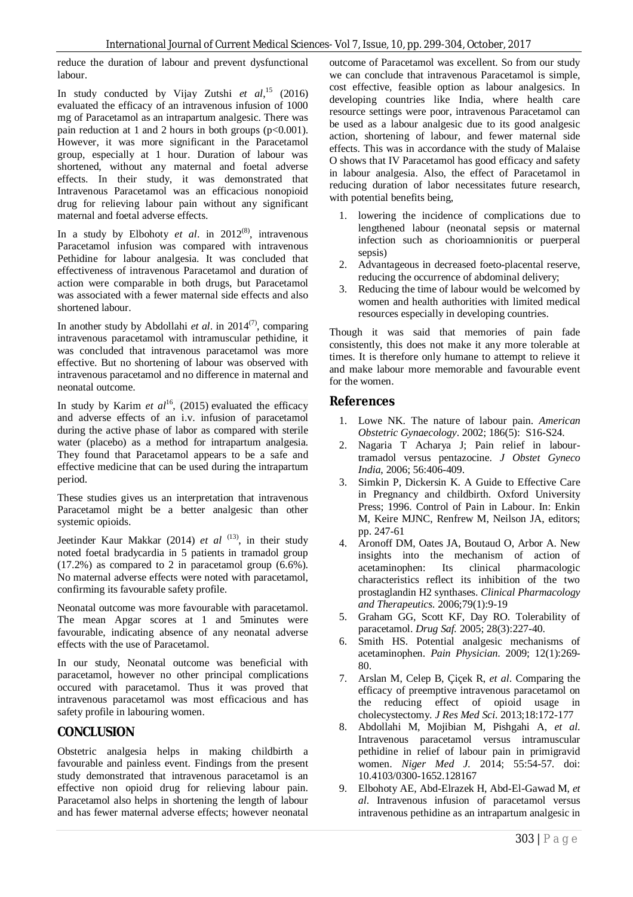reduce the duration of labour and prevent dysfunctional labour.

In study conducted by Vijay Zutshi *et al*,[15] (2016) evaluated the efficacy of an intravenous infusion of 1000 mg of Paracetamol as an intrapartum analgesic. There was pain reduction at 1 and 2 hours in both groups ($p<0.001$). However, it was more significant in the Paracetamol group, especially at 1 hour. Duration of labour was shortened, without any maternal and foetal adverse effects. In their study, it was demonstrated that Intravenous Paracetamol was an efficacious nonopioid drug for relieving labour pain without any significant maternal and foetal adverse effects.

In a study by Elbohoty *et al*. in 2012[(8)], intravenous Paracetamol infusion was compared with intravenous Pethidine for labour analgesia. It was concluded that effectiveness of intravenous Paracetamol and duration of action were comparable in both drugs, but Paracetamol was associated with a fewer maternal side effects and also shortened labour.

In another study by Abdollahi *et al*. in 2014[(7)], comparing intravenous paracetamol with intramuscular pethidine, it was concluded that intravenous paracetamol was more effective. But no shortening of labour was observed with intravenous paracetamol and no difference in maternal and neonatal outcome.

In study by Karim *et al*[16], (2015) evaluated the efficacy and adverse effects of an i.v. infusion of paracetamol during the active phase of labor as compared with sterile water (placebo) as a method for intrapartum analgesia. They found that Paracetamol appears to be a safe and effective medicine that can be used during the intrapartum period.

These studies gives us an interpretation that intravenous Paracetamol might be a better analgesic than other systemic opioids.

Jeetinder Kaur Makkar (2014) *et al* [(13)], in their study noted foetal bradycardia in 5 patients in tramadol group (17.2%) as compared to 2 in paracetamol group (6.6%). No maternal adverse effects were noted with paracetamol, confirming its favourable safety profile.

Neonatal outcome was more favourable with paracetamol. The mean Apgar scores at 1 and 5minutes were favourable, indicating absence of any neonatal adverse effects with the use of Paracetamol.

In our study, Neonatal outcome was beneficial with paracetamol, however no other principal complications occured with paracetamol. Thus it was proved that intravenous paracetamol was most efficacious and has safety profile in labouring women.

## CONCLUSION

Obstetric analgesia helps in making childbirth a favourable and painless event. Findings from the present study demonstrated that intravenous paracetamol is an effective non opioid drug for relieving labour pain. Paracetamol also helps in shortening the length of labour and has fewer maternal adverse effects; however neonatal outcome of Paracetamol was excellent. So from our study we can conclude that intravenous Paracetamol is simple, cost effective, feasible option as labour analgesics. In developing countries like India, where health care resource settings were poor, intravenous Paracetamol can be used as a labour analgesic due to its good analgesic action, shortening of labour, and fewer maternal side effects. This was in accordance with the study of Malaise O shows that IV Paracetamol has good efficacy and safety in labour analgesia. Also, the effect of Paracetamol in reducing duration of labor necessitates future research, with potential benefits being,

1. lowering the incidence of complications due to lengthened labour (neonatal sepsis or maternal infection such as chorioamnionitis or puerperal sepsis)
2. Advantageous in decreased foeto-placental reserve, reducing the occurrence of abdominal delivery;
3. Reducing the time of labour would be welcomed by women and health authorities with limited medical resources especially in developing countries.

Though it was said that memories of pain fade consistently, this does not make it any more tolerable at times. It is therefore only humane to attempt to relieve it and make labour more memorable and favourable event for the women.

## References

1. Lowe NK. The nature of labour pain. *American Obstetric Gynaecology*. 2002; 186(5): S16-S24.
2. Nagaria T Acharya J; Pain relief in labour-tramadol versus pentazocine. *J Obstet Gyneco India*, 2006; 56:406-409.
3. Simkin P, Dickersin K. A Guide to Effective Care in Pregnancy and childbirth. Oxford University Press; 1996. Control of Pain in Labour. In: Enkin M, Keire MJNC, Renfrew M, Neilson JA, editors; pp. 247-61
4. Aronoff DM, Oates JA, Boutaud O, Arbor A. New insights into the mechanism of action of acetaminophen: Its clinical pharmacologic characteristics reflect its inhibition of the two prostaglandin H2 synthases. *Clinical Pharmacology and Therapeutics*. 2006;79(1):9-19
5. Graham GG, Scott KF, Day RO. Tolerability of paracetamol. *Drug Saf.* 2005; 28(3):227-40.
6. Smith HS. Potential analgesic mechanisms of acetaminophen. *Pain Physician*. 2009; 12(1):269-80.
7. Arslan M, Celep B, Çiçek R, *et al*. Comparing the efficacy of preemptive intravenous paracetamol on the reducing effect of opioid usage in cholecystectomy. *J Res Med Sci*. 2013;18:172-177
8. Abdollahi M, Mojibian M, Pishgahi A, *et al*. Intravenous paracetamol versus intramuscular pethidine in relief of labour pain in primigravid women. *Niger Med J*. 2014; 55:54-57. doi: 10.4103/0300-1652.128167
9. Elbohoty AE, Abd-Elrazek H, Abd-El-Gawad M, *et al*. Intravenous infusion of paracetamol versus intravenous pethidine as an intrapartum analgesic in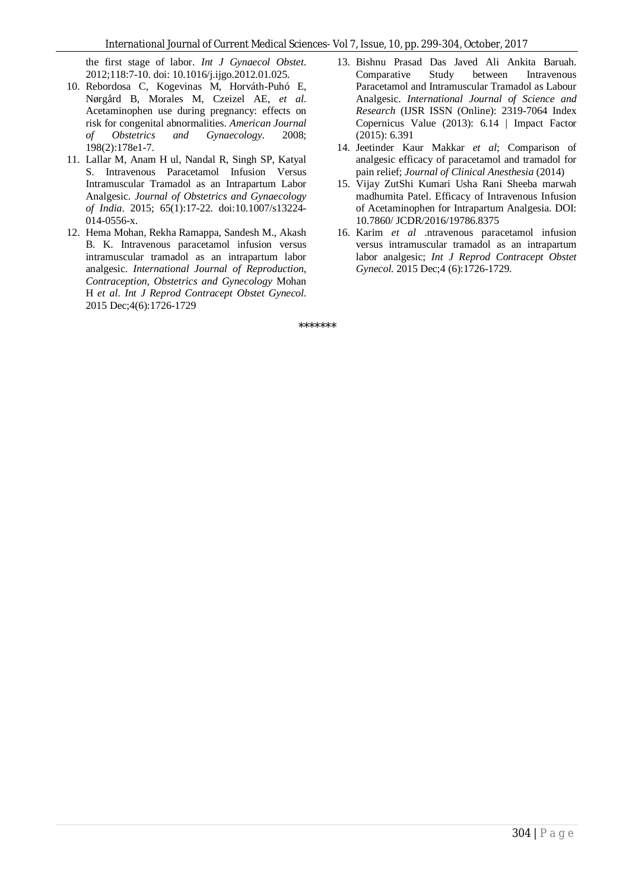the first stage of labor. *Int J Gynaecol Obstet*. 2012;118:7-10. doi: 10.1016/j.ijgo.2012.01.025.

10. Rebordosa C, Kogevinas M, Horváth-Puhó E, Nørgård B, Morales M, Czeizel AE, *et al*. Acetaminophen use during pregnancy: effects on risk for congenital abnormalities. *American Journal of Obstetrics and Gynaecology*. 2008; 198(2):178e1-7.
11. Lallar M, Anam H ul, Nandal R, Singh SP, Katyal S. Intravenous Paracetamol Infusion Versus Intramuscular Tramadol as an Intrapartum Labor Analgesic. *Journal of Obstetrics and Gynaecology of India*. 2015; 65(1):17-22. doi:10.1007/s13224-014-0556-x.
12. Hema Mohan, Rekha Ramappa, Sandesh M., Akash B. K. Intravenous paracetamol infusion versus intramuscular tramadol as an intrapartum labor analgesic. *International Journal of Reproduction, Contraception, Obstetrics and Gynecology* Mohan H *et al*. *Int J Reprod Contracept Obstet Gynecol*. 2015 Dec;4(6):1726-1729
13. Bishnu Prasad Das Javed Ali Ankita Baruah. Comparative Study between Intravenous Paracetamol and Intramuscular Tramadol as Labour Analgesic. *International Journal of Science and Research* (IJSR ISSN (Online): 2319-7064 Index Copernicus Value (2013): 6.14 | Impact Factor (2015): 6.391
14. Jeetinder Kaur Makkar *et al*; Comparison of analgesic efficacy of paracetamol and tramadol for pain relief; *Journal of Clinical Anesthesia* (2014)
15. Vijay ZutShi Kumari Usha Rani Sheeba marwah madhumita Patel. Efficacy of Intravenous Infusion of Acetaminophen for Intrapartum Analgesia. DOI: 10.7860/ JCDR/2016/19786.8375
16. Karim *et al* .ntravenous paracetamol infusion versus intramuscular tramadol as an intrapartum labor analgesic; *Int J Reprod Contracept Obstet Gynecol.* 2015 Dec;4 (6):1726-1729.

\*\*\*\*\*\*\*